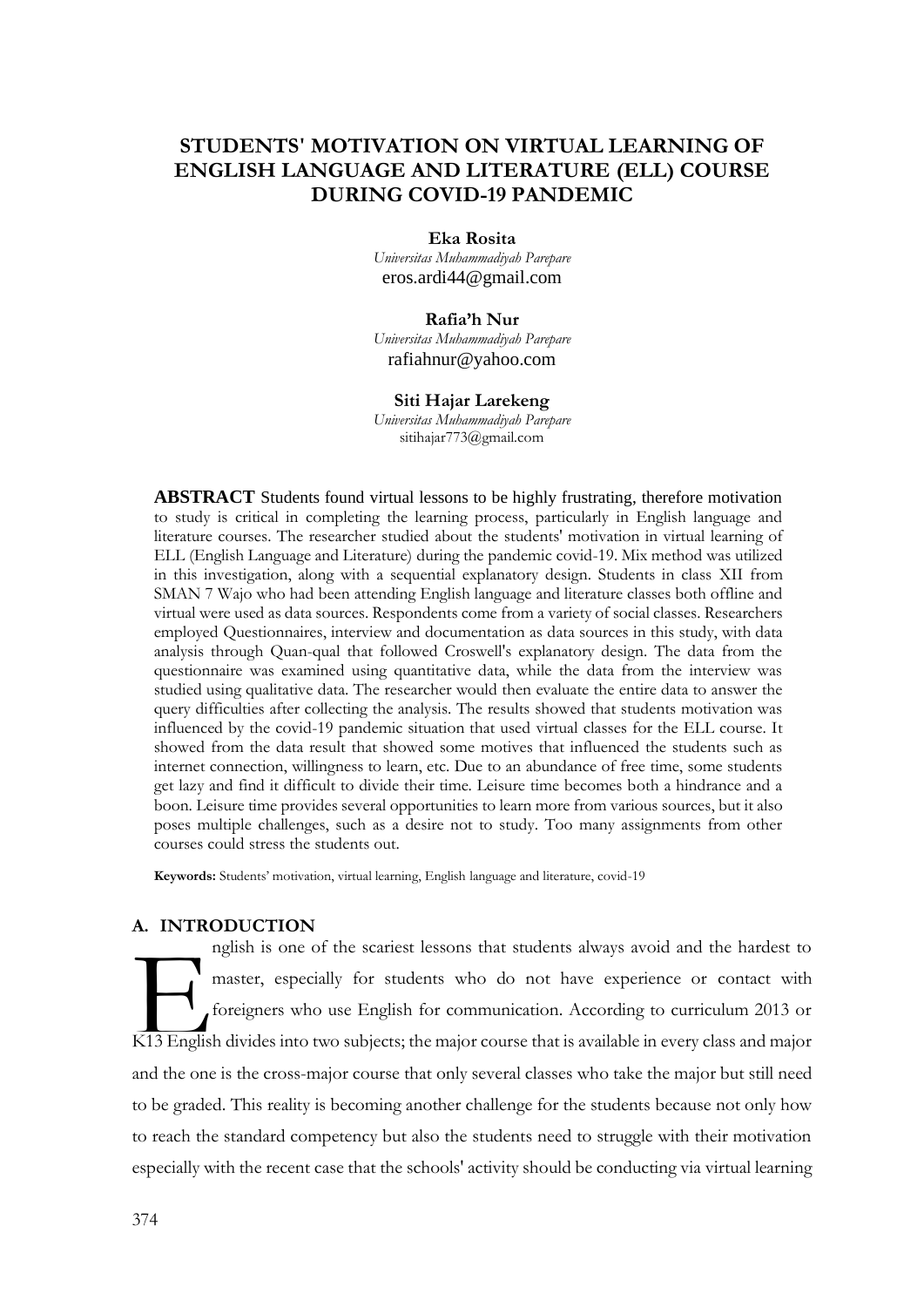# STUDENTS' MOTIVATION ON VIRTUAL LEARNING OF ENGLISH LANGUAGE AND LITERATURE (ELL) COURSE DURING COVID-19 PANDEMIC

**Eka Rosita**
*Universitas Muhammadiyah Parepare*
eros.ardi44@gmail.com

**Rafia'h Nur**
*Universitas Muhammadiyah Parepare*
rafiahnur@yahoo.com

**Siti Hajar Larekeng**
*Universitas Muhammadiyah Parepare*
sitihajar773@gmail.com

**ABSTRACT** Students found virtual lessons to be highly frustrating, therefore motivation to study is critical in completing the learning process, particularly in English language and literature courses. The researcher studied about the students' motivation in virtual learning of ELL (English Language and Literature) during the pandemic covid-19. Mix method was utilized in this investigation, along with a sequential explanatory design. Students in class XII from SMAN 7 Wajo who had been attending English language and literature classes both offline and virtual were used as data sources. Respondents come from a variety of social classes. Researchers employed Questionnaires, interview and documentation as data sources in this study, with data analysis through Quan-qual that followed Croswell's explanatory design. The data from the questionnaire was examined using quantitative data, while the data from the interview was studied using qualitative data. The researcher would then evaluate the entire data to answer the query difficulties after collecting the analysis. The results showed that students motivation was influenced by the covid-19 pandemic situation that used virtual classes for the ELL course. It showed from the data result that showed some motives that influenced the students such as internet connection, willingness to learn, etc. Due to an abundance of free time, some students get lazy and find it difficult to divide their time. Leisure time becomes both a hindrance and a boon. Leisure time provides several opportunities to learn more from various sources, but it also poses multiple challenges, such as a desire not to study. Too many assignments from other courses could stress the students out.

**Keywords:** Students' motivation, virtual learning, English language and literature, covid-19

## A. INTRODUCTION

English is one of the scariest lessons that students always avoid and the hardest to master, especially for students who do not have experience or contact with foreigners who use English for communication. According to curriculum 2013 or K13 English divides into two subjects; the major course that is available in every class and major and the one is the cross-major course that only several classes who take the major but still need to be graded. This reality is becoming another challenge for the students because not only how to reach the standard competency but also the students need to struggle with their motivation especially with the recent case that the schools' activity should be conducting via virtual learning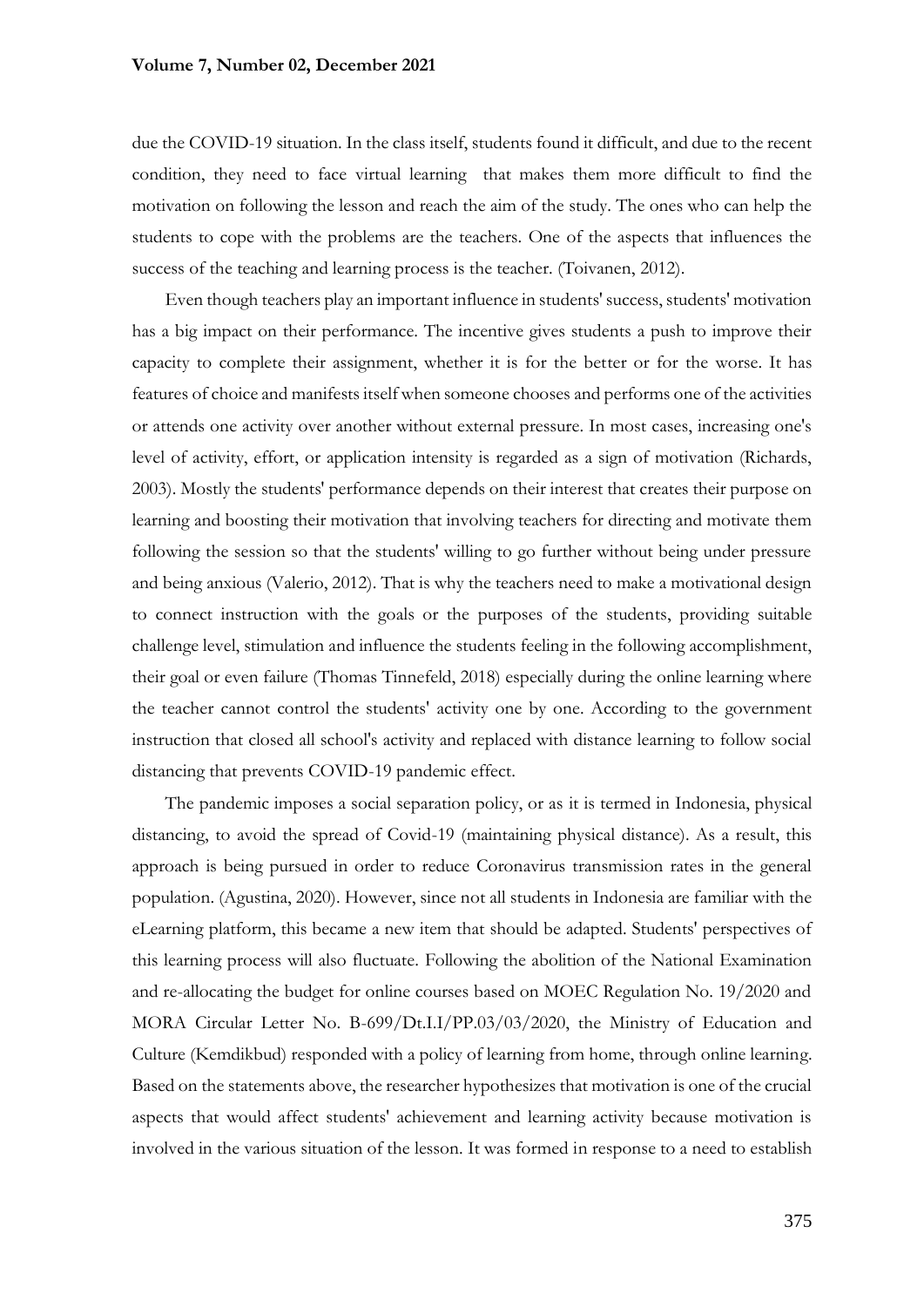due the COVID-19 situation. In the class itself, students found it difficult, and due to the recent condition, they need to face virtual learning that makes them more difficult to find the motivation on following the lesson and reach the aim of the study. The ones who can help the students to cope with the problems are the teachers. One of the aspects that influences the success of the teaching and learning process is the teacher. (Toivanen, 2012).

Even though teachers play an important influence in students' success, students' motivation has a big impact on their performance. The incentive gives students a push to improve their capacity to complete their assignment, whether it is for the better or for the worse. It has features of choice and manifests itself when someone chooses and performs one of the activities or attends one activity over another without external pressure. In most cases, increasing one's level of activity, effort, or application intensity is regarded as a sign of motivation (Richards, 2003). Mostly the students' performance depends on their interest that creates their purpose on learning and boosting their motivation that involving teachers for directing and motivate them following the session so that the students' willing to go further without being under pressure and being anxious (Valerio, 2012). That is why the teachers need to make a motivational design to connect instruction with the goals or the purposes of the students, providing suitable challenge level, stimulation and influence the students feeling in the following accomplishment, their goal or even failure (Thomas Tinnefeld, 2018) especially during the online learning where the teacher cannot control the students' activity one by one. According to the government instruction that closed all school's activity and replaced with distance learning to follow social distancing that prevents COVID-19 pandemic effect.

The pandemic imposes a social separation policy, or as it is termed in Indonesia, physical distancing, to avoid the spread of Covid-19 (maintaining physical distance). As a result, this approach is being pursued in order to reduce Coronavirus transmission rates in the general population. (Agustina, 2020). However, since not all students in Indonesia are familiar with the eLearning platform, this became a new item that should be adapted. Students' perspectives of this learning process will also fluctuate. Following the abolition of the National Examination and re-allocating the budget for online courses based on MOEC Regulation No. 19/2020 and MORA Circular Letter No. B-699/Dt.I.I/PP.03/03/2020, the Ministry of Education and Culture (Kemdikbud) responded with a policy of learning from home, through online learning. Based on the statements above, the researcher hypothesizes that motivation is one of the crucial aspects that would affect students' achievement and learning activity because motivation is involved in the various situation of the lesson. It was formed in response to a need to establish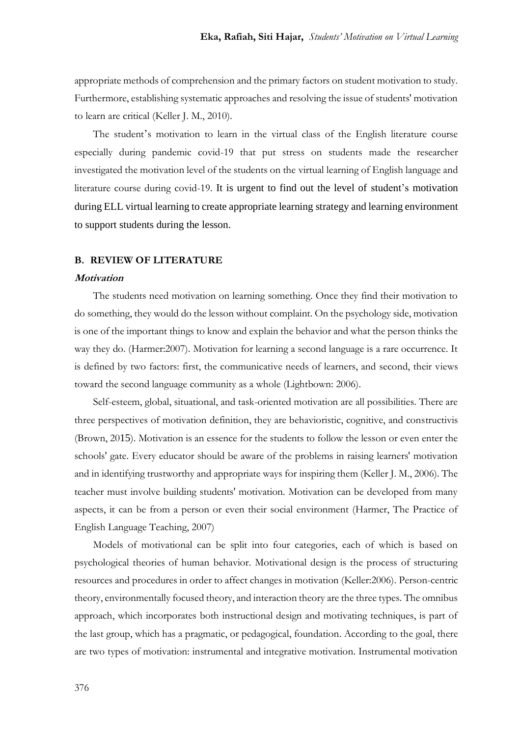appropriate methods of comprehension and the primary factors on student motivation to study. Furthermore, establishing systematic approaches and resolving the issue of students' motivation to learn are critical (Keller J. M., 2010).

The student's motivation to learn in the virtual class of the English literature course especially during pandemic covid-19 that put stress on students made the researcher investigated the motivation level of the students on the virtual learning of English language and literature course during covid-19. It is urgent to find out the level of student's motivation during ELL virtual learning to create appropriate learning strategy and learning environment to support students during the lesson.

## B. REVIEW OF LITERATURE

### *Motivation*

The students need motivation on learning something. Once they find their motivation to do something, they would do the lesson without complaint. On the psychology side, motivation is one of the important things to know and explain the behavior and what the person thinks the way they do. (Harmer:2007). Motivation for learning a second language is a rare occurrence. It is defined by two factors: first, the communicative needs of learners, and second, their views toward the second language community as a whole (Lightbown: 2006).

Self-esteem, global, situational, and task-oriented motivation are all possibilities. There are three perspectives of motivation definition, they are behavioristic, cognitive, and constructivis (Brown, 2015). Motivation is an essence for the students to follow the lesson or even enter the schools' gate. Every educator should be aware of the problems in raising learners' motivation and in identifying trustworthy and appropriate ways for inspiring them (Keller J. M., 2006). The teacher must involve building students' motivation. Motivation can be developed from many aspects, it can be from a person or even their social environment (Harmer, The Practice of English Language Teaching, 2007)

Models of motivational can be split into four categories, each of which is based on psychological theories of human behavior. Motivational design is the process of structuring resources and procedures in order to affect changes in motivation (Keller:2006). Person-centric theory, environmentally focused theory, and interaction theory are the three types. The omnibus approach, which incorporates both instructional design and motivating techniques, is part of the last group, which has a pragmatic, or pedagogical, foundation. According to the goal, there are two types of motivation: instrumental and integrative motivation. Instrumental motivation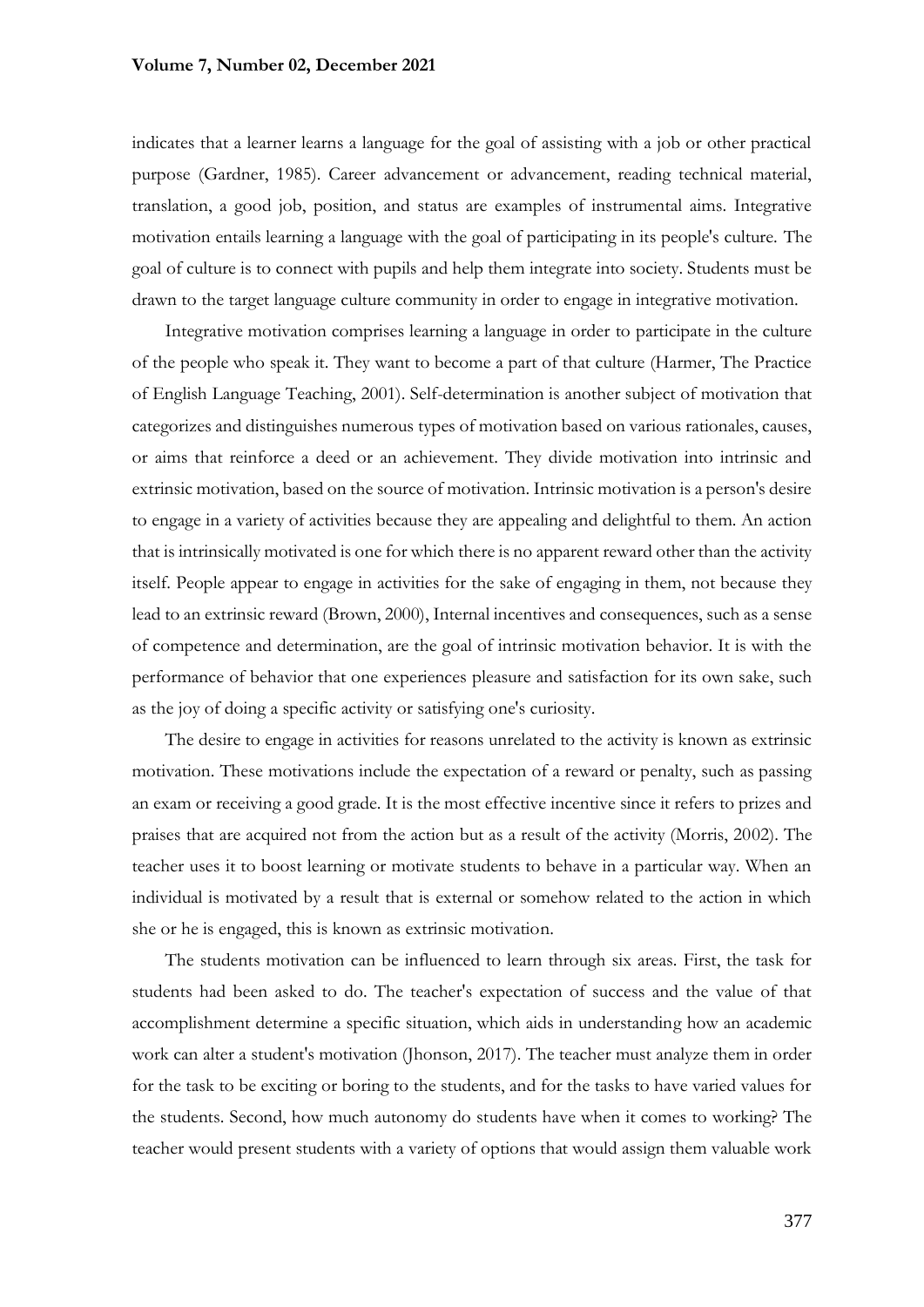indicates that a learner learns a language for the goal of assisting with a job or other practical purpose (Gardner, 1985). Career advancement or advancement, reading technical material, translation, a good job, position, and status are examples of instrumental aims. Integrative motivation entails learning a language with the goal of participating in its people's culture. The goal of culture is to connect with pupils and help them integrate into society. Students must be drawn to the target language culture community in order to engage in integrative motivation.

Integrative motivation comprises learning a language in order to participate in the culture of the people who speak it. They want to become a part of that culture (Harmer, The Practice of English Language Teaching, 2001). Self-determination is another subject of motivation that categorizes and distinguishes numerous types of motivation based on various rationales, causes, or aims that reinforce a deed or an achievement. They divide motivation into intrinsic and extrinsic motivation, based on the source of motivation. Intrinsic motivation is a person's desire to engage in a variety of activities because they are appealing and delightful to them. An action that is intrinsically motivated is one for which there is no apparent reward other than the activity itself. People appear to engage in activities for the sake of engaging in them, not because they lead to an extrinsic reward (Brown, 2000), Internal incentives and consequences, such as a sense of competence and determination, are the goal of intrinsic motivation behavior. It is with the performance of behavior that one experiences pleasure and satisfaction for its own sake, such as the joy of doing a specific activity or satisfying one's curiosity.

The desire to engage in activities for reasons unrelated to the activity is known as extrinsic motivation. These motivations include the expectation of a reward or penalty, such as passing an exam or receiving a good grade. It is the most effective incentive since it refers to prizes and praises that are acquired not from the action but as a result of the activity (Morris, 2002). The teacher uses it to boost learning or motivate students to behave in a particular way. When an individual is motivated by a result that is external or somehow related to the action in which she or he is engaged, this is known as extrinsic motivation.

The students motivation can be influenced to learn through six areas. First, the task for students had been asked to do. The teacher's expectation of success and the value of that accomplishment determine a specific situation, which aids in understanding how an academic work can alter a student's motivation (Jhonson, 2017). The teacher must analyze them in order for the task to be exciting or boring to the students, and for the tasks to have varied values for the students. Second, how much autonomy do students have when it comes to working? The teacher would present students with a variety of options that would assign them valuable work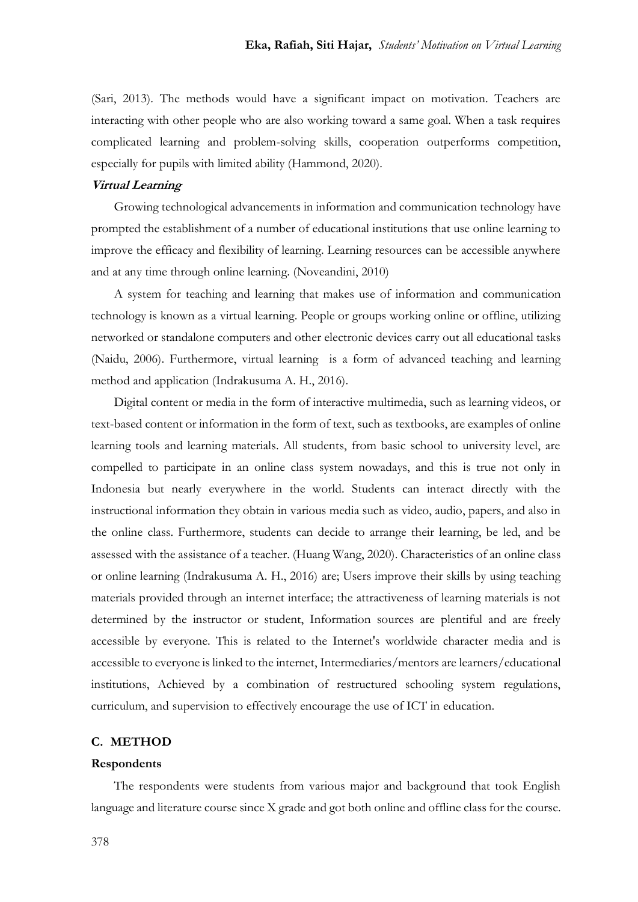(Sari, 2013). The methods would have a significant impact on motivation. Teachers are interacting with other people who are also working toward a same goal. When a task requires complicated learning and problem-solving skills, cooperation outperforms competition, especially for pupils with limited ability (Hammond, 2020).

***Virtual Learning***

Growing technological advancements in information and communication technology have prompted the establishment of a number of educational institutions that use online learning to improve the efficacy and flexibility of learning. Learning resources can be accessible anywhere and at any time through online learning. (Noveandini, 2010)

A system for teaching and learning that makes use of information and communication technology is known as a virtual learning. People or groups working online or offline, utilizing networked or standalone computers and other electronic devices carry out all educational tasks (Naidu, 2006). Furthermore, virtual learning is a form of advanced teaching and learning method and application (Indrakusuma A. H., 2016).

Digital content or media in the form of interactive multimedia, such as learning videos, or text-based content or information in the form of text, such as textbooks, are examples of online learning tools and learning materials. All students, from basic school to university level, are compelled to participate in an online class system nowadays, and this is true not only in Indonesia but nearly everywhere in the world. Students can interact directly with the instructional information they obtain in various media such as video, audio, papers, and also in the online class. Furthermore, students can decide to arrange their learning, be led, and be assessed with the assistance of a teacher. (Huang Wang, 2020). Characteristics of an online class or online learning (Indrakusuma A. H., 2016) are; Users improve their skills by using teaching materials provided through an internet interface; the attractiveness of learning materials is not determined by the instructor or student, Information sources are plentiful and are freely accessible by everyone. This is related to the Internet's worldwide character media and is accessible to everyone is linked to the internet, Intermediaries/mentors are learners/educational institutions, Achieved by a combination of restructured schooling system regulations, curriculum, and supervision to effectively encourage the use of ICT in education.

## C. METHOD

**Respondents**

The respondents were students from various major and background that took English language and literature course since X grade and got both online and offline class for the course.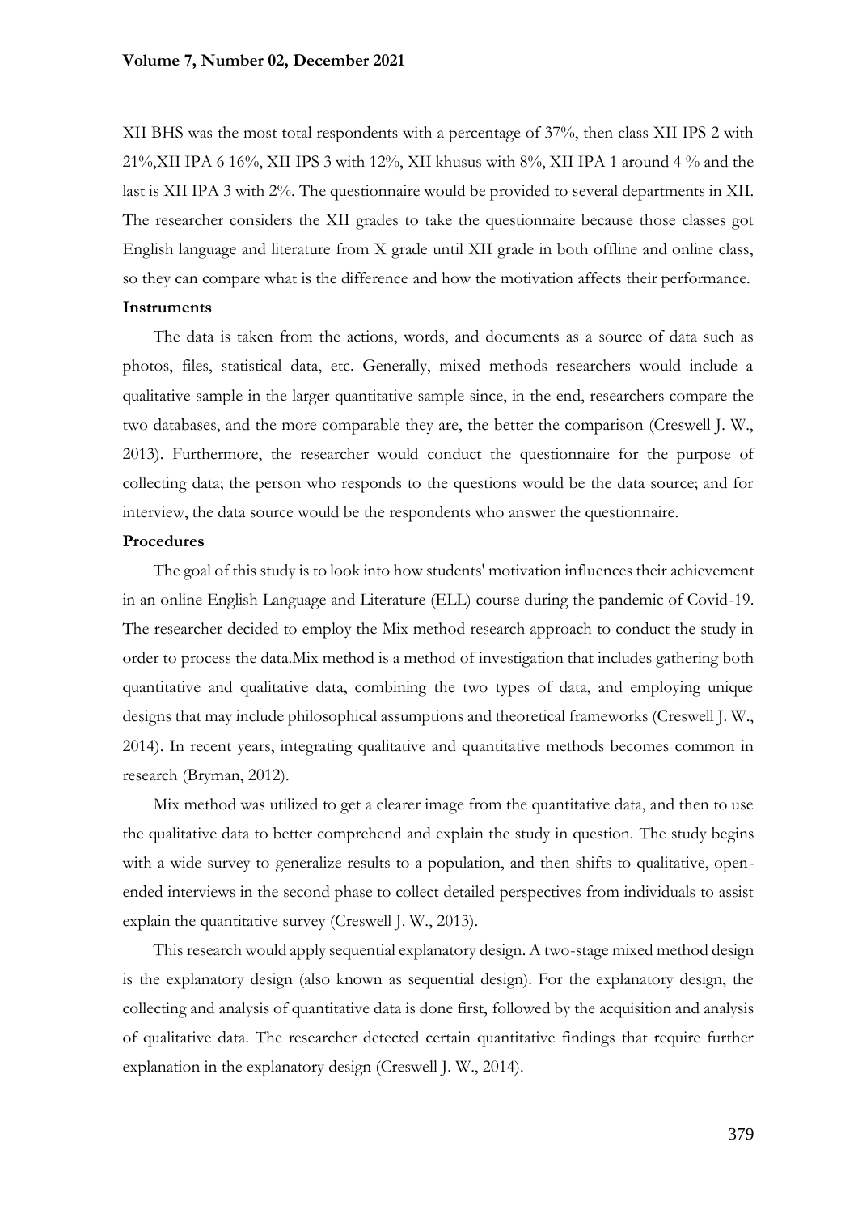XII BHS was the most total respondents with a percentage of 37%, then class XII IPS 2 with 21%,XII IPA 6 16%, XII IPS 3 with 12%, XII khusus with 8%, XII IPA 1 around 4 % and the last is XII IPA 3 with 2%. The questionnaire would be provided to several departments in XII. The researcher considers the XII grades to take the questionnaire because those classes got English language and literature from X grade until XII grade in both offline and online class, so they can compare what is the difference and how the motivation affects their performance.

**Instruments**

The data is taken from the actions, words, and documents as a source of data such as photos, files, statistical data, etc. Generally, mixed methods researchers would include a qualitative sample in the larger quantitative sample since, in the end, researchers compare the two databases, and the more comparable they are, the better the comparison (Creswell J. W., 2013). Furthermore, the researcher would conduct the questionnaire for the purpose of collecting data; the person who responds to the questions would be the data source; and for interview, the data source would be the respondents who answer the questionnaire.

**Procedures**

The goal of this study is to look into how students' motivation influences their achievement in an online English Language and Literature (ELL) course during the pandemic of Covid-19. The researcher decided to employ the Mix method research approach to conduct the study in order to process the data.Mix method is a method of investigation that includes gathering both quantitative and qualitative data, combining the two types of data, and employing unique designs that may include philosophical assumptions and theoretical frameworks (Creswell J. W., 2014). In recent years, integrating qualitative and quantitative methods becomes common in research (Bryman, 2012).

Mix method was utilized to get a clearer image from the quantitative data, and then to use the qualitative data to better comprehend and explain the study in question. The study begins with a wide survey to generalize results to a population, and then shifts to qualitative, open-ended interviews in the second phase to collect detailed perspectives from individuals to assist explain the quantitative survey (Creswell J. W., 2013).

This research would apply sequential explanatory design. A two-stage mixed method design is the explanatory design (also known as sequential design). For the explanatory design, the collecting and analysis of quantitative data is done first, followed by the acquisition and analysis of qualitative data. The researcher detected certain quantitative findings that require further explanation in the explanatory design (Creswell J. W., 2014).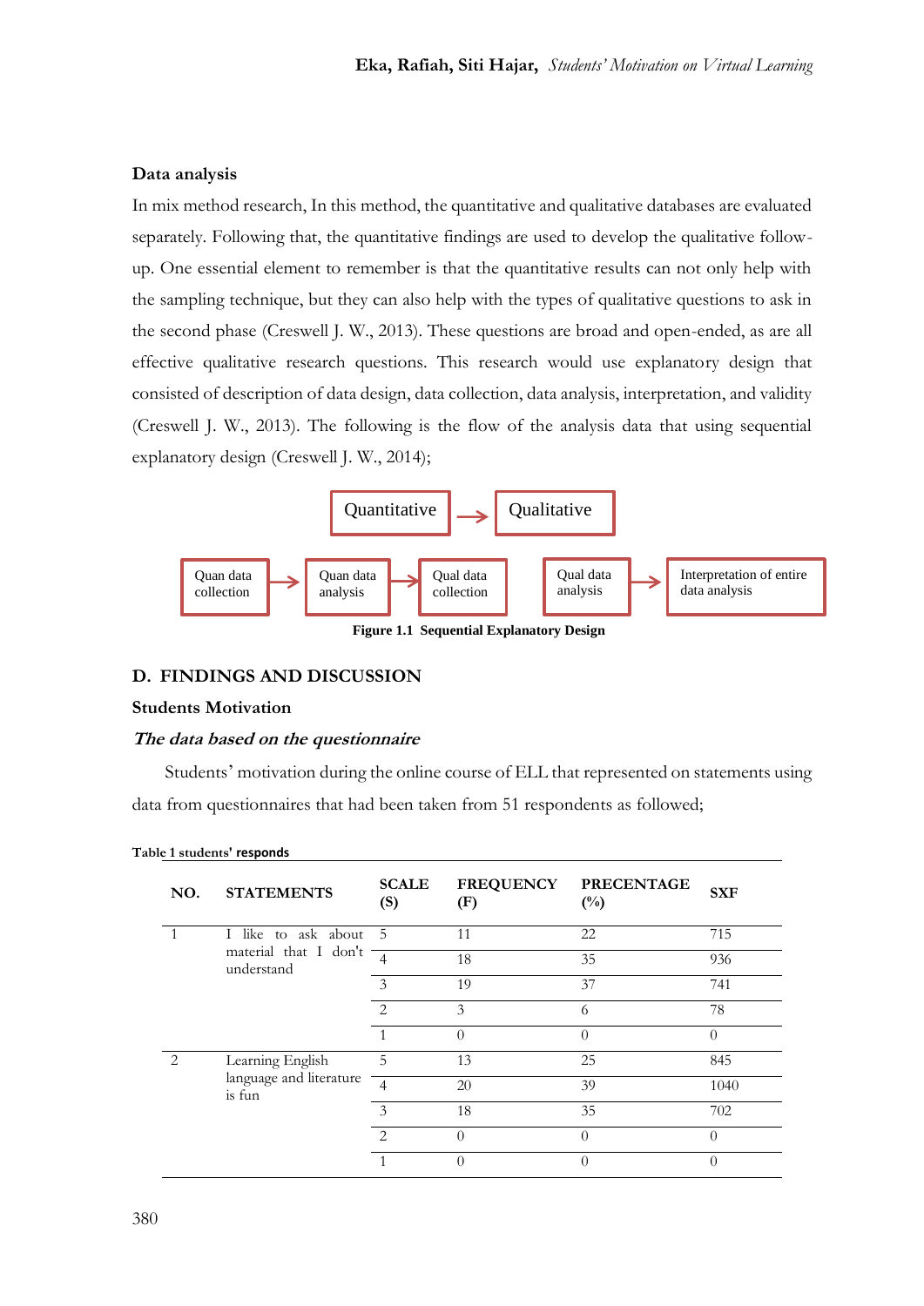### Data analysis

In mix method research, In this method, the quantitative and qualitative databases are evaluated separately. Following that, the quantitative findings are used to develop the qualitative follow-up. One essential element to remember is that the quantitative results can not only help with the sampling technique, but they can also help with the types of qualitative questions to ask in the second phase (Creswell J. W., 2013). These questions are broad and open-ended, as are all effective qualitative research questions. This research would use explanatory design that consisted of description of data design, data collection, data analysis, interpretation, and validity (Creswell J. W., 2013). The following is the flow of the analysis data that using sequential explanatory design (Creswell J. W., 2014);

Quantitative → Qualitative

Quan data collection → Quan data analysis → Qual data collection → Qual data analysis → Interpretation of entire data analysis

**Figure 1.1 Sequential Explanatory Design**

## D. FINDINGS AND DISCUSSION

### Students Motivation

#### *The data based on the questionnaire*

Students' motivation during the online course of ELL that represented on statements using data from questionnaires that had been taken from 51 respondents as followed;

**Table 1 students' responds**

| NO. | STATEMENTS | SCALE (S) | FREQUENCY (F) | PRECENTAGE (%) | SXF |
|---|---|---|---|---|---|
| 1 | I like to ask about material that I don't understand | 5 | 11 | 22 | 715 |
| | | 4 | 18 | 35 | 936 |
| | | 3 | 19 | 37 | 741 |
| | | 2 | 3 | 6 | 78 |
| | | 1 | 0 | 0 | 0 |
| 2 | Learning English language and literature is fun | 5 | 13 | 25 | 845 |
| | | 4 | 20 | 39 | 1040 |
| | | 3 | 18 | 35 | 702 |
| | | 2 | 0 | 0 | 0 |
| | | 1 | 0 | 0 | 0 |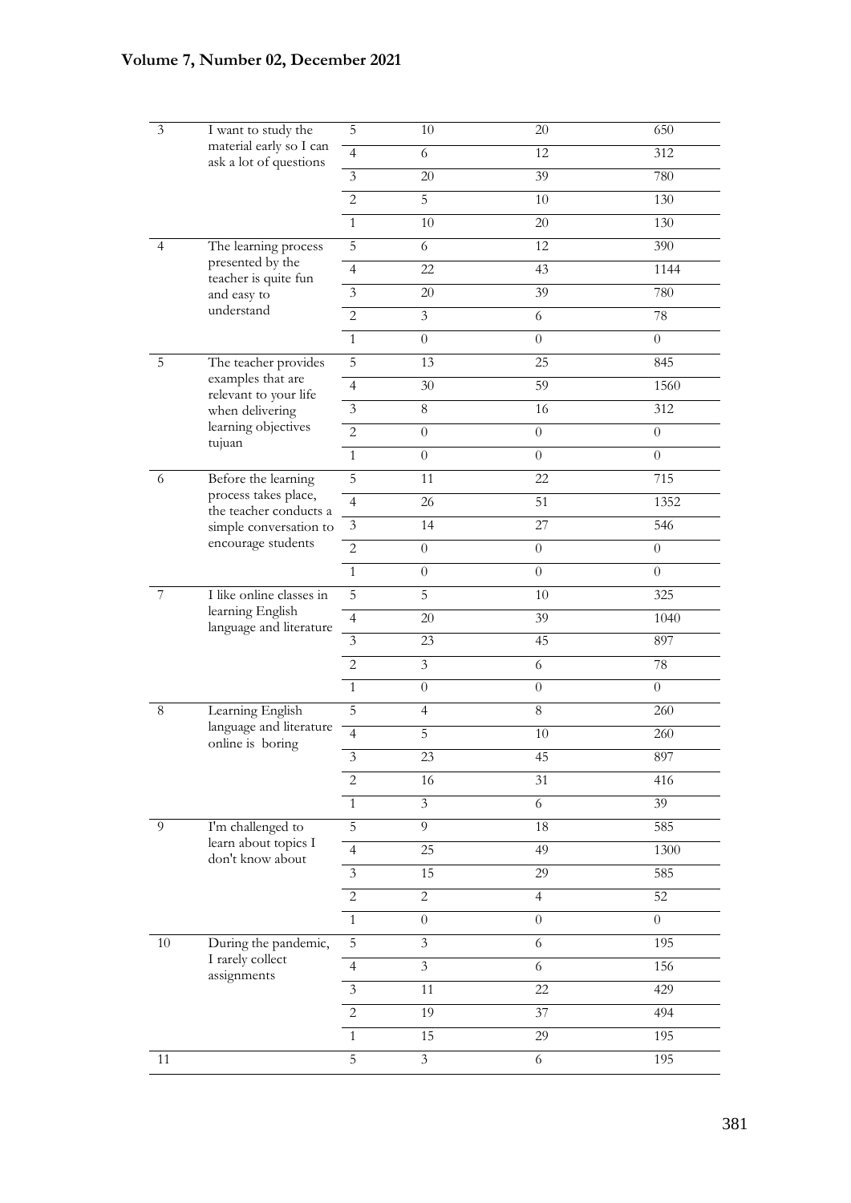| | | | | | |
|---|---|---|---|---|---|
| 3 | I want to study the material early so I can ask a lot of questions | 5 | 10 | 20 | 650 |
| | | 4 | 6 | 12 | 312 |
| | | 3 | 20 | 39 | 780 |
| | | 2 | 5 | 10 | 130 |
| | | 1 | 10 | 20 | 130 |
| 4 | The learning process presented by the teacher is quite fun and easy to understand | 5 | 6 | 12 | 390 |
| | | 4 | 22 | 43 | 1144 |
| | | 3 | 20 | 39 | 780 |
| | | 2 | 3 | 6 | 78 |
| | | 1 | 0 | 0 | 0 |
| 5 | The teacher provides examples that are relevant to your life when delivering learning objectives tujuan | 5 | 13 | 25 | 845 |
| | | 4 | 30 | 59 | 1560 |
| | | 3 | 8 | 16 | 312 |
| | | 2 | 0 | 0 | 0 |
| | | 1 | 0 | 0 | 0 |
| 6 | Before the learning process takes place, the teacher conducts a simple conversation to encourage students | 5 | 11 | 22 | 715 |
| | | 4 | 26 | 51 | 1352 |
| | | 3 | 14 | 27 | 546 |
| | | 2 | 0 | 0 | 0 |
| | | 1 | 0 | 0 | 0 |
| 7 | I like online classes in learning English language and literature | 5 | 5 | 10 | 325 |
| | | 4 | 20 | 39 | 1040 |
| | | 3 | 23 | 45 | 897 |
| | | 2 | 3 | 6 | 78 |
| | | 1 | 0 | 0 | 0 |
| 8 | Learning English language and literature online is boring | 5 | 4 | 8 | 260 |
| | | 4 | 5 | 10 | 260 |
| | | 3 | 23 | 45 | 897 |
| | | 2 | 16 | 31 | 416 |
| | | 1 | 3 | 6 | 39 |
| 9 | I'm challenged to learn about topics I don't know about | 5 | 9 | 18 | 585 |
| | | 4 | 25 | 49 | 1300 |
| | | 3 | 15 | 29 | 585 |
| | | 2 | 2 | 4 | 52 |
| | | 1 | 0 | 0 | 0 |
| 10 | During the pandemic, I rarely collect assignments | 5 | 3 | 6 | 195 |
| | | 4 | 3 | 6 | 156 |
| | | 3 | 11 | 22 | 429 |
| | | 2 | 19 | 37 | 494 |
| | | 1 | 15 | 29 | 195 |
| 11 | | 5 | 3 | 6 | 195 |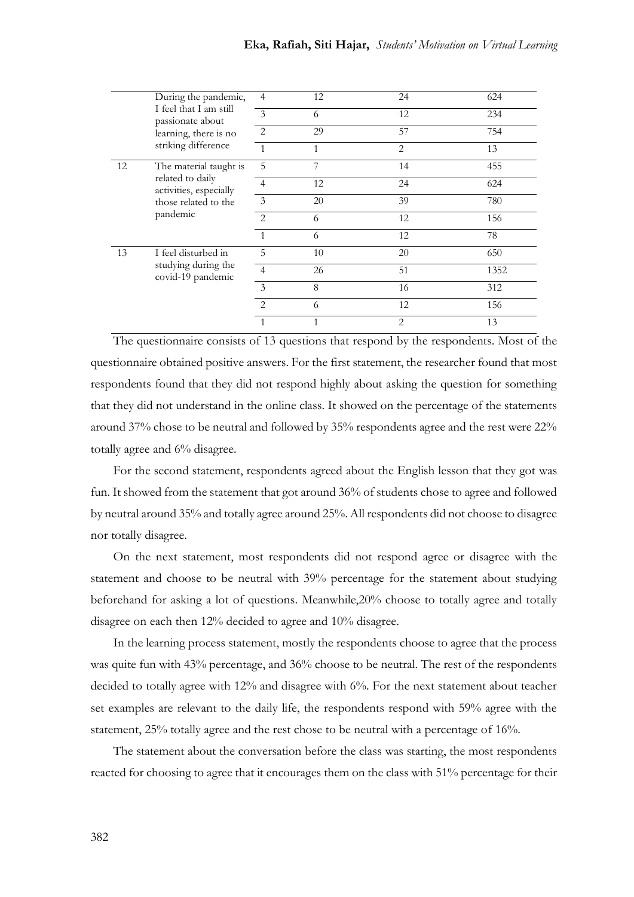|  | During the pandemic, I feel that I am still passionate about learning, there is no striking difference | 4 | 12 | 24 | 624 |
|---|---|---|---|---|---|
|  |  | 3 | 6 | 12 | 234 |
|  |  | 2 | 29 | 57 | 754 |
|  |  | 1 | 1 | 2 | 13 |
| 12 | The material taught is related to daily activities, especially those related to the pandemic | 5 | 7 | 14 | 455 |
|  |  | 4 | 12 | 24 | 624 |
|  |  | 3 | 20 | 39 | 780 |
|  |  | 2 | 6 | 12 | 156 |
|  |  | 1 | 6 | 12 | 78 |
| 13 | I feel disturbed in studying during the covid-19 pandemic | 5 | 10 | 20 | 650 |
|  |  | 4 | 26 | 51 | 1352 |
|  |  | 3 | 8 | 16 | 312 |
|  |  | 2 | 6 | 12 | 156 |
|  |  | 1 | 1 | 2 | 13 |

The questionnaire consists of 13 questions that respond by the respondents. Most of the questionnaire obtained positive answers. For the first statement, the researcher found that most respondents found that they did not respond highly about asking the question for something that they did not understand in the online class. It showed on the percentage of the statements around 37% chose to be neutral and followed by 35% respondents agree and the rest were 22% totally agree and 6% disagree.

For the second statement, respondents agreed about the English lesson that they got was fun. It showed from the statement that got around 36% of students chose to agree and followed by neutral around 35% and totally agree around 25%. All respondents did not choose to disagree nor totally disagree.

On the next statement, most respondents did not respond agree or disagree with the statement and choose to be neutral with 39% percentage for the statement about studying beforehand for asking a lot of questions. Meanwhile,20% choose to totally agree and totally disagree on each then 12% decided to agree and 10% disagree.

In the learning process statement, mostly the respondents choose to agree that the process was quite fun with 43% percentage, and 36% choose to be neutral. The rest of the respondents decided to totally agree with 12% and disagree with 6%. For the next statement about teacher set examples are relevant to the daily life, the respondents respond with 59% agree with the statement, 25% totally agree and the rest chose to be neutral with a percentage of 16%.

The statement about the conversation before the class was starting, the most respondents reacted for choosing to agree that it encourages them on the class with 51% percentage for their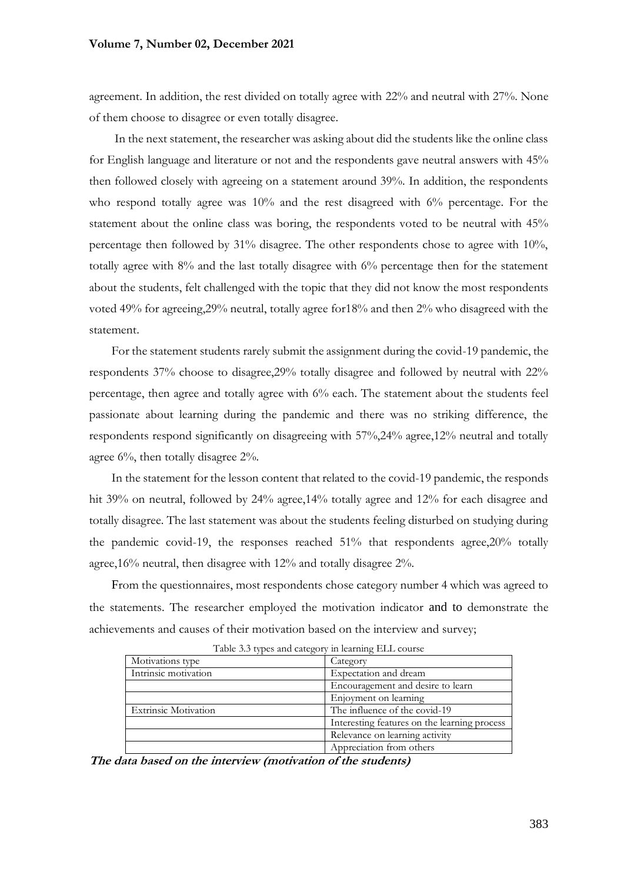agreement. In addition, the rest divided on totally agree with 22% and neutral with 27%. None of them choose to disagree or even totally disagree.

In the next statement, the researcher was asking about did the students like the online class for English language and literature or not and the respondents gave neutral answers with 45% then followed closely with agreeing on a statement around 39%. In addition, the respondents who respond totally agree was 10% and the rest disagreed with 6% percentage. For the statement about the online class was boring, the respondents voted to be neutral with 45% percentage then followed by 31% disagree. The other respondents chose to agree with 10%, totally agree with 8% and the last totally disagree with 6% percentage then for the statement about the students, felt challenged with the topic that they did not know the most respondents voted 49% for agreeing,29% neutral, totally agree for18% and then 2% who disagreed with the statement.

For the statement students rarely submit the assignment during the covid-19 pandemic, the respondents 37% choose to disagree,29% totally disagree and followed by neutral with 22% percentage, then agree and totally agree with 6% each. The statement about the students feel passionate about learning during the pandemic and there was no striking difference, the respondents respond significantly on disagreeing with 57%,24% agree,12% neutral and totally agree 6%, then totally disagree 2%.

In the statement for the lesson content that related to the covid-19 pandemic, the responds hit 39% on neutral, followed by 24% agree,14% totally agree and 12% for each disagree and totally disagree. The last statement was about the students feeling disturbed on studying during the pandemic covid-19, the responses reached 51% that respondents agree,20% totally agree,16% neutral, then disagree with 12% and totally disagree 2%.

From the questionnaires, most respondents chose category number 4 which was agreed to the statements. The researcher employed the motivation indicator and to demonstrate the achievements and causes of their motivation based on the interview and survey;

Table 3.3 types and category in learning ELL course

| Motivations type | Category |
|---|---|
| Intrinsic motivation | Expectation and dream |
| | Encouragement and desire to learn |
| | Enjoyment on learning |
| Extrinsic Motivation | The influence of the covid-19 |
| | Interesting features on the learning process |
| | Relevance on learning activity |
| | Appreciation from others |

***The data based on the interview (motivation of the students)***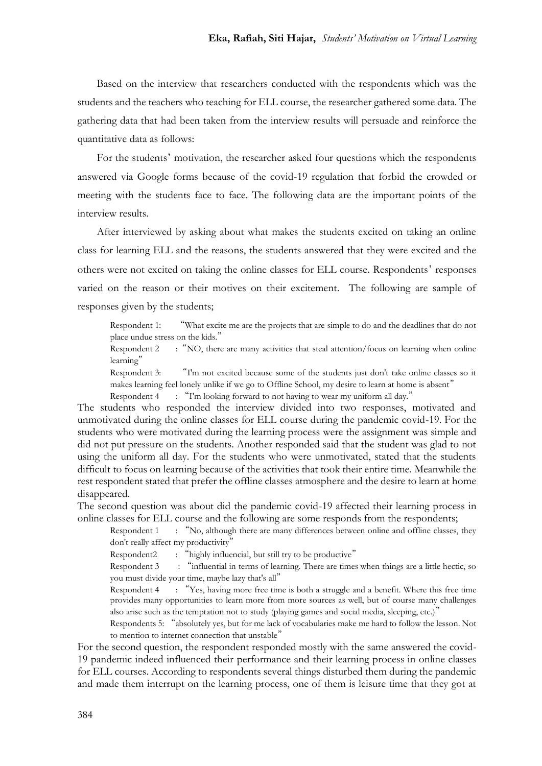Based on the interview that researchers conducted with the respondents which was the students and the teachers who teaching for ELL course, the researcher gathered some data. The gathering data that had been taken from the interview results will persuade and reinforce the quantitative data as follows:

For the students' motivation, the researcher asked four questions which the respondents answered via Google forms because of the covid-19 regulation that forbid the crowded or meeting with the students face to face. The following data are the important points of the interview results.

After interviewed by asking about what makes the students excited on taking an online class for learning ELL and the reasons, the students answered that they were excited and the others were not excited on taking the online classes for ELL course. Respondents' responses varied on the reason or their motives on their excitement. The following are sample of responses given by the students;

> Respondent 1: "What excite me are the projects that are simple to do and the deadlines that do not place undue stress on the kids."
>
> Respondent 2 : "NO, there are many activities that steal attention/focus on learning when online learning"
>
> Respondent 3: "I'm not excited because some of the students just don't take online classes so it makes learning feel lonely unlike if we go to Offline School, my desire to learn at home is absent"
>
> Respondent 4 : "I'm looking forward to not having to wear my uniform all day."

The students who responded the interview divided into two responses, motivated and unmotivated during the online classes for ELL course during the pandemic covid-19. For the students who were motivated during the learning process were the assignment was simple and did not put pressure on the students. Another responded said that the student was glad to not using the uniform all day. For the students who were unmotivated, stated that the students difficult to focus on learning because of the activities that took their entire time. Meanwhile the rest respondent stated that prefer the offline classes atmosphere and the desire to learn at home disappeared.

The second question was about did the pandemic covid-19 affected their learning process in online classes for ELL course and the following are some responds from the respondents;

> Respondent 1 : "No, although there are many differences between online and offline classes, they don't really affect my productivity"
>
> Respondent2 : "highly influencial, but still try to be productive"
>
> Respondent 3 : "influential in terms of learning. There are times when things are a little hectic, so you must divide your time, maybe lazy that's all"
>
> Respondent 4 : "Yes, having more free time is both a struggle and a benefit. Where this free time provides many opportunities to learn more from more sources as well, but of course many challenges also arise such as the temptation not to study (playing games and social media, sleeping, etc.)"
>
> Respondents 5: "absolutely yes, but for me lack of vocabularies make me hard to follow the lesson. Not to mention to internet connection that unstable"

For the second question, the respondent responded mostly with the same answered the covid-19 pandemic indeed influenced their performance and their learning process in online classes for ELL courses. According to respondents several things disturbed them during the pandemic and made them interrupt on the learning process, one of them is leisure time that they got at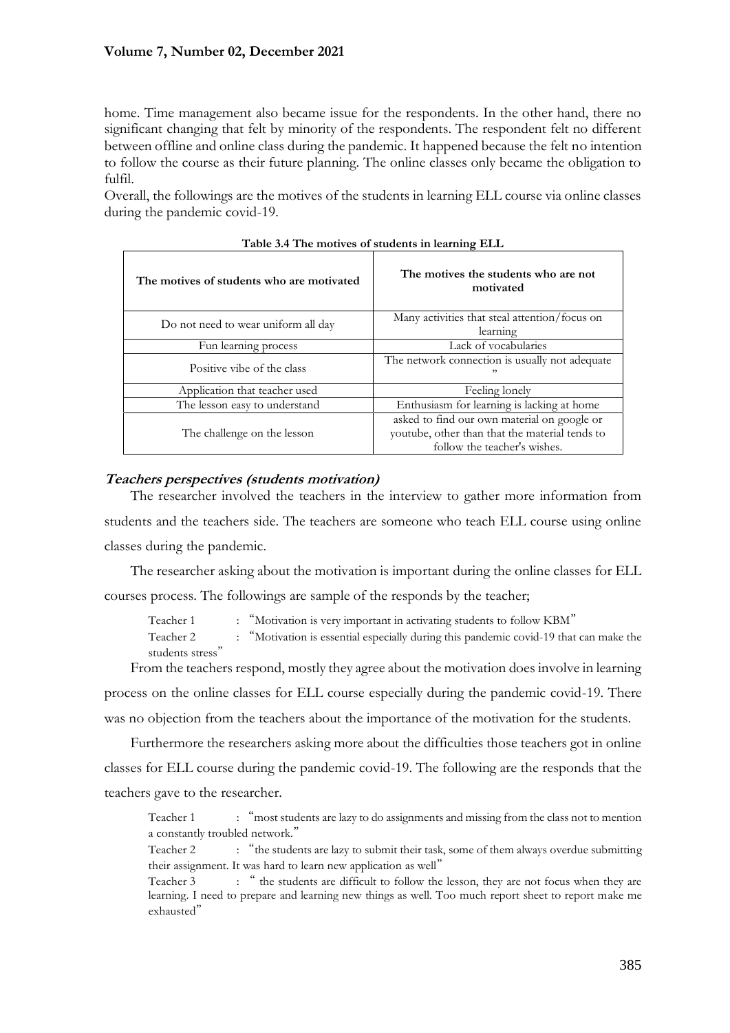home. Time management also became issue for the respondents. In the other hand, there no significant changing that felt by minority of the respondents. The respondent felt no different between offline and online class during the pandemic. It happened because the felt no intention to follow the course as their future planning. The online classes only became the obligation to fulfil.

Overall, the followings are the motives of the students in learning ELL course via online classes during the pandemic covid-19.

**Table 3.4 The motives of students in learning ELL**

| The motives of students who are motivated | The motives the students who are not motivated |
|---|---|
| Do not need to wear uniform all day | Many activities that steal attention/focus on learning |
| Fun learning process | Lack of vocabularies |
| Positive vibe of the class | The network connection is usually not adequate " |
| Application that teacher used | Feeling lonely |
| The lesson easy to understand | Enthusiasm for learning is lacking at home |
| The challenge on the lesson | asked to find our own material on google or youtube, other than that the material tends to follow the teacher's wishes. |

***Teachers perspectives (students motivation)***

The researcher involved the teachers in the interview to gather more information from students and the teachers side. The teachers are someone who teach ELL course using online classes during the pandemic.

The researcher asking about the motivation is important during the online classes for ELL courses process. The followings are sample of the responds by the teacher;

> Teacher 1 : "Motivation is very important in activating students to follow KBM"
> Teacher 2 : "Motivation is essential especially during this pandemic covid-19 that can make the students stress"

From the teachers respond, mostly they agree about the motivation does involve in learning process on the online classes for ELL course especially during the pandemic covid-19. There was no objection from the teachers about the importance of the motivation for the students.

Furthermore the researchers asking more about the difficulties those teachers got in online classes for ELL course during the pandemic covid-19. The following are the responds that the teachers gave to the researcher.

> Teacher 1 : "most students are lazy to do assignments and missing from the class not to mention a constantly troubled network."
> Teacher 2 : "the students are lazy to submit their task, some of them always overdue submitting their assignment. It was hard to learn new application as well"
> Teacher 3 : " the students are difficult to follow the lesson, they are not focus when they are learning. I need to prepare and learning new things as well. Too much report sheet to report make me exhausted"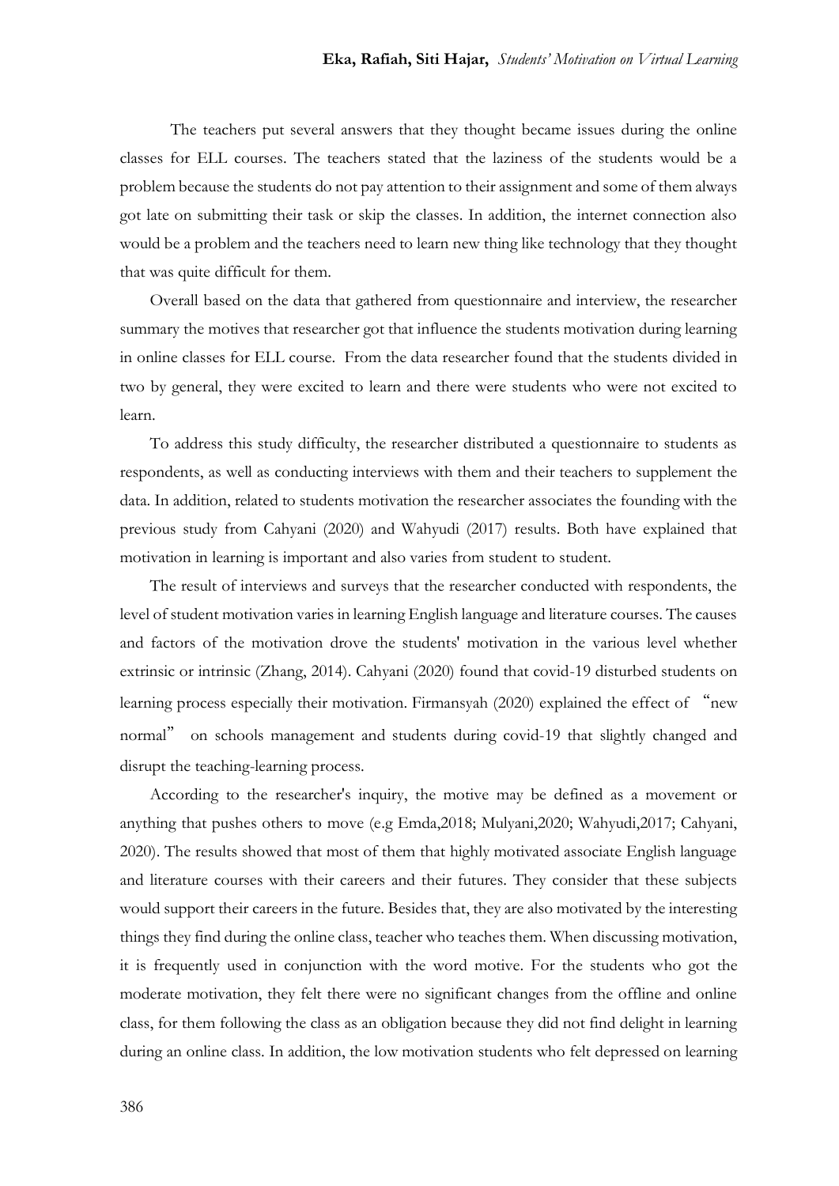The teachers put several answers that they thought became issues during the online classes for ELL courses. The teachers stated that the laziness of the students would be a problem because the students do not pay attention to their assignment and some of them always got late on submitting their task or skip the classes. In addition, the internet connection also would be a problem and the teachers need to learn new thing like technology that they thought that was quite difficult for them.

Overall based on the data that gathered from questionnaire and interview, the researcher summary the motives that researcher got that influence the students motivation during learning in online classes for ELL course. From the data researcher found that the students divided in two by general, they were excited to learn and there were students who were not excited to learn.

To address this study difficulty, the researcher distributed a questionnaire to students as respondents, as well as conducting interviews with them and their teachers to supplement the data. In addition, related to students motivation the researcher associates the founding with the previous study from Cahyani (2020) and Wahyudi (2017) results. Both have explained that motivation in learning is important and also varies from student to student.

The result of interviews and surveys that the researcher conducted with respondents, the level of student motivation varies in learning English language and literature courses. The causes and factors of the motivation drove the students' motivation in the various level whether extrinsic or intrinsic (Zhang, 2014). Cahyani (2020) found that covid-19 disturbed students on learning process especially their motivation. Firmansyah (2020) explained the effect of "new normal" on schools management and students during covid-19 that slightly changed and disrupt the teaching-learning process.

According to the researcher's inquiry, the motive may be defined as a movement or anything that pushes others to move (e.g Emda,2018; Mulyani,2020; Wahyudi,2017; Cahyani, 2020). The results showed that most of them that highly motivated associate English language and literature courses with their careers and their futures. They consider that these subjects would support their careers in the future. Besides that, they are also motivated by the interesting things they find during the online class, teacher who teaches them. When discussing motivation, it is frequently used in conjunction with the word motive. For the students who got the moderate motivation, they felt there were no significant changes from the offline and online class, for them following the class as an obligation because they did not find delight in learning during an online class. In addition, the low motivation students who felt depressed on learning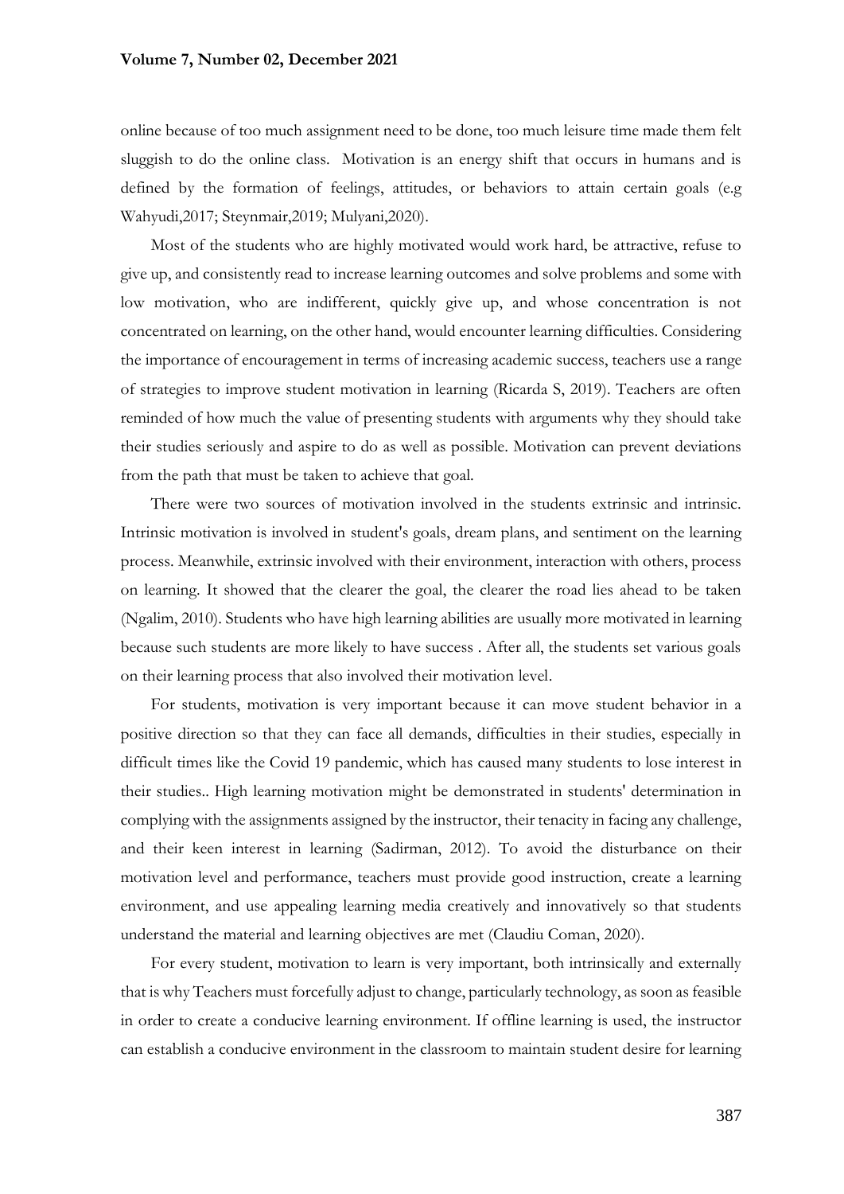online because of too much assignment need to be done, too much leisure time made them felt sluggish to do the online class. Motivation is an energy shift that occurs in humans and is defined by the formation of feelings, attitudes, or behaviors to attain certain goals (e.g Wahyudi,2017; Steynmair,2019; Mulyani,2020).

Most of the students who are highly motivated would work hard, be attractive, refuse to give up, and consistently read to increase learning outcomes and solve problems and some with low motivation, who are indifferent, quickly give up, and whose concentration is not concentrated on learning, on the other hand, would encounter learning difficulties. Considering the importance of encouragement in terms of increasing academic success, teachers use a range of strategies to improve student motivation in learning (Ricarda S, 2019). Teachers are often reminded of how much the value of presenting students with arguments why they should take their studies seriously and aspire to do as well as possible. Motivation can prevent deviations from the path that must be taken to achieve that goal.

There were two sources of motivation involved in the students extrinsic and intrinsic. Intrinsic motivation is involved in student's goals, dream plans, and sentiment on the learning process. Meanwhile, extrinsic involved with their environment, interaction with others, process on learning. It showed that the clearer the goal, the clearer the road lies ahead to be taken (Ngalim, 2010). Students who have high learning abilities are usually more motivated in learning because such students are more likely to have success . After all, the students set various goals on their learning process that also involved their motivation level.

For students, motivation is very important because it can move student behavior in a positive direction so that they can face all demands, difficulties in their studies, especially in difficult times like the Covid 19 pandemic, which has caused many students to lose interest in their studies.. High learning motivation might be demonstrated in students' determination in complying with the assignments assigned by the instructor, their tenacity in facing any challenge, and their keen interest in learning (Sadirman, 2012). To avoid the disturbance on their motivation level and performance, teachers must provide good instruction, create a learning environment, and use appealing learning media creatively and innovatively so that students understand the material and learning objectives are met (Claudiu Coman, 2020).

For every student, motivation to learn is very important, both intrinsically and externally that is why Teachers must forcefully adjust to change, particularly technology, as soon as feasible in order to create a conducive learning environment. If offline learning is used, the instructor can establish a conducive environment in the classroom to maintain student desire for learning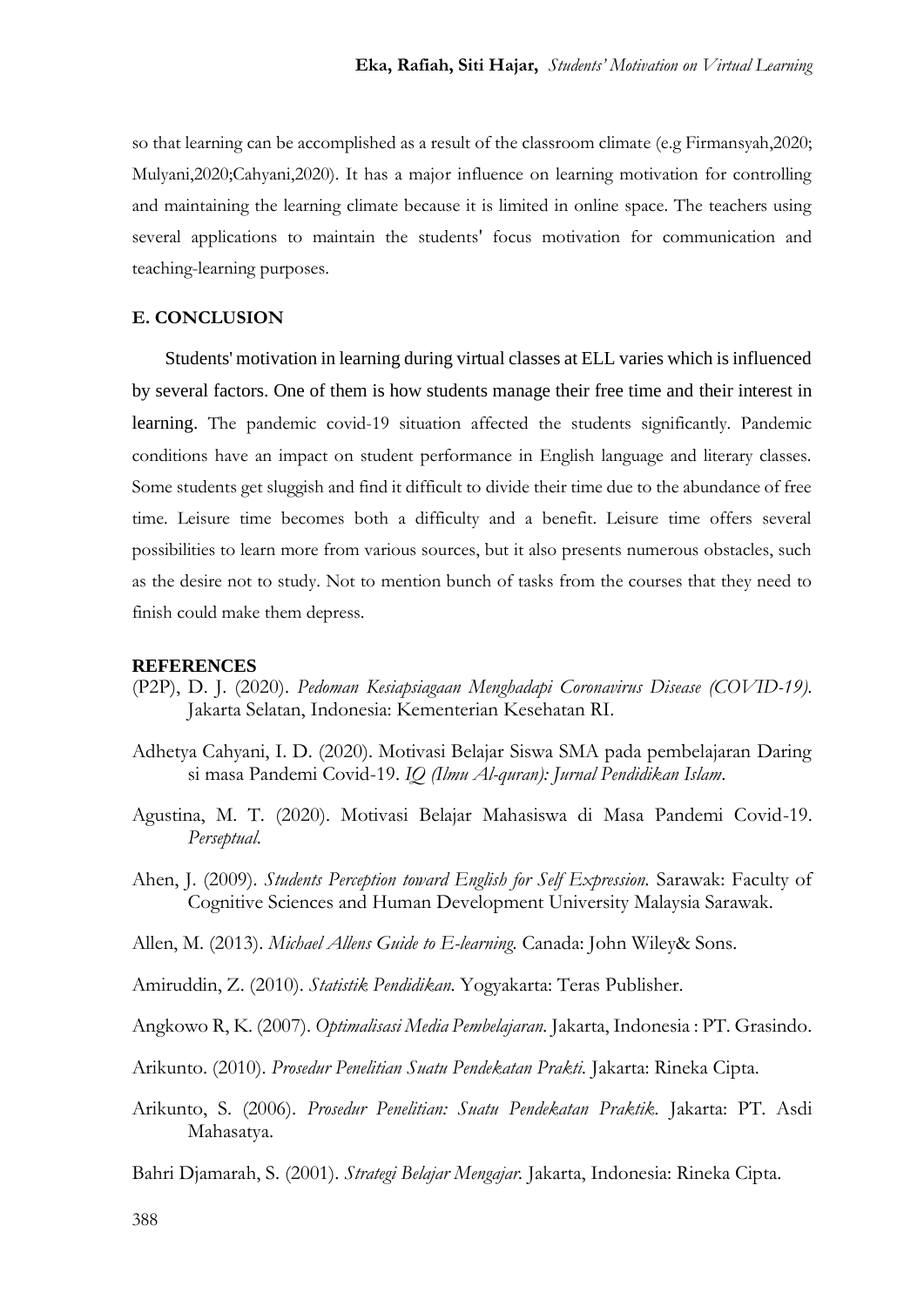so that learning can be accomplished as a result of the classroom climate (e.g Firmansyah,2020; Mulyani,2020;Cahyani,2020). It has a major influence on learning motivation for controlling and maintaining the learning climate because it is limited in online space. The teachers using several applications to maintain the students' focus motivation for communication and teaching-learning purposes.

## E. CONCLUSION

Students' motivation in learning during virtual classes at ELL varies which is influenced by several factors. One of them is how students manage their free time and their interest in learning. The pandemic covid-19 situation affected the students significantly. Pandemic conditions have an impact on student performance in English language and literary classes. Some students get sluggish and find it difficult to divide their time due to the abundance of free time. Leisure time becomes both a difficulty and a benefit. Leisure time offers several possibilities to learn more from various sources, but it also presents numerous obstacles, such as the desire not to study. Not to mention bunch of tasks from the courses that they need to finish could make them depress.

## REFERENCES

(P2P), D. J. (2020). *Pedoman Kesiapsiagaan Menghadapi Coronavirus Disease (COVID-19).* Jakarta Selatan, Indonesia: Kementerian Kesehatan RI.

Adhetya Cahyani, I. D. (2020). Motivasi Belajar Siswa SMA pada pembelajaran Daring si masa Pandemi Covid-19. *IQ (Ilmu Al-quran): Jurnal Pendidikan Islam*.

Agustina, M. T. (2020). Motivasi Belajar Mahasiswa di Masa Pandemi Covid-19. *Perseptual*.

Ahen, J. (2009). *Students Perception toward English for Self Expression.* Sarawak: Faculty of Cognitive Sciences and Human Development University Malaysia Sarawak.

Allen, M. (2013). *Michael Allens Guide to E-learning.* Canada: John Wiley& Sons.

Amiruddin, Z. (2010). *Statistik Pendidikan.* Yogyakarta: Teras Publisher.

Angkowo R, K. (2007). *Optimalisasi Media Pembelajaran.* Jakarta, Indonesia : PT. Grasindo.

Arikunto. (2010). *Prosedur Penelitian Suatu Pendekatan Prakti.* Jakarta: Rineka Cipta.

Arikunto, S. (2006). *Prosedur Penelitian: Suatu Pendekatan Praktik.* Jakarta: PT. Asdi Mahasatya.

Bahri Djamarah, S. (2001). *Strategi Belajar Mengajar.* Jakarta, Indonesia: Rineka Cipta.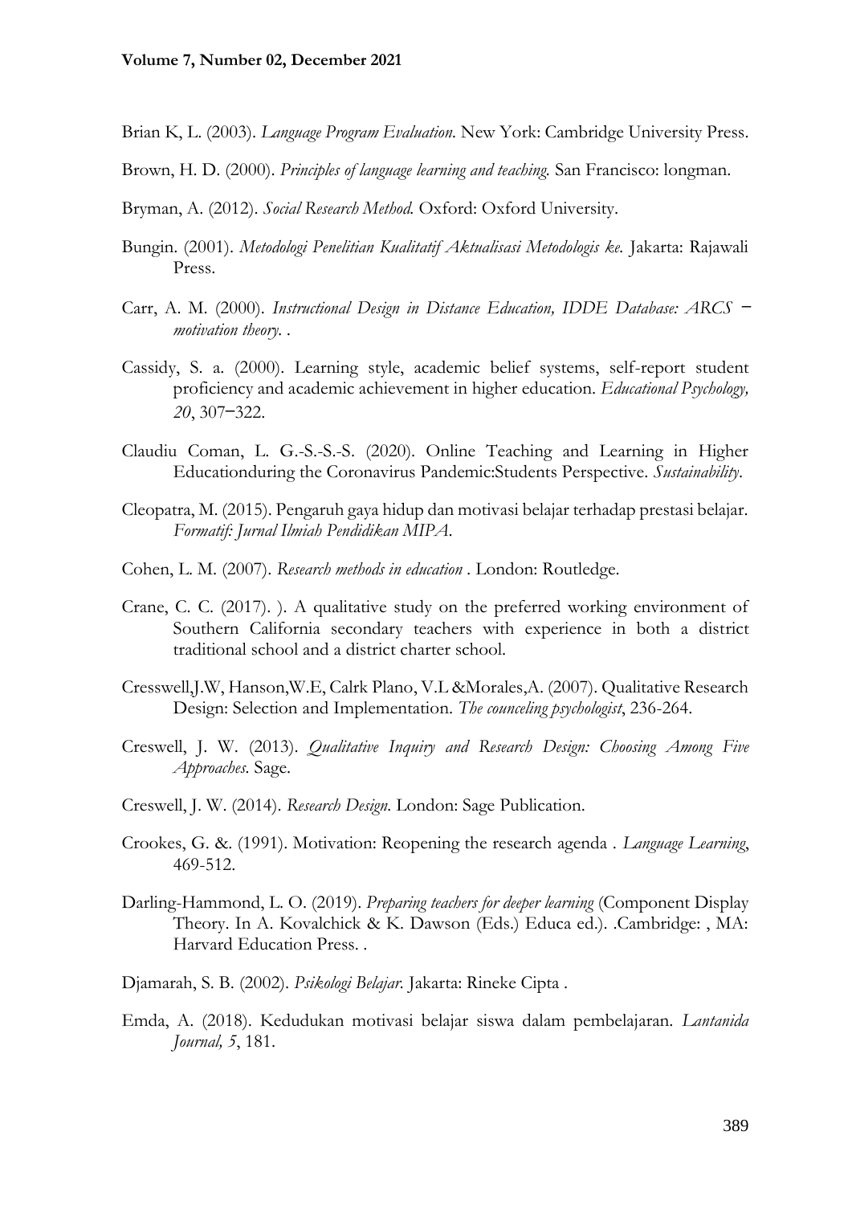Brian K, L. (2003). *Language Program Evaluation.* New York: Cambridge University Press.

Brown, H. D. (2000). *Principles of language learning and teaching.* San Francisco: longman.

Bryman, A. (2012). *Social Research Method.* Oxford: Oxford University.

Bungin. (2001). *Metodologi Penelitian Kualitatif Aktualisasi Metodologis ke.* Jakarta: Rajawali Press.

Carr, A. M. (2000). *Instructional Design in Distance Education, IDDE Database: ARCS – motivation theory.* .

Cassidy, S. a. (2000). Learning style, academic belief systems, self-report student proficiency and academic achievement in higher education. *Educational Psychology, 20*, 307–322.

Claudiu Coman, L. G.-S.-S.-S. (2020). Online Teaching and Learning in Higher Educationduring the Coronavirus Pandemic:Students Perspective. *Sustainability.*

Cleopatra, M. (2015). Pengaruh gaya hidup dan motivasi belajar terhadap prestasi belajar. *Formatif: Jurnal Ilmiah Pendidikan MIPA.*

Cohen, L. M. (2007). *Research methods in education* . London: Routledge.

Crane, C. C. (2017). ). A qualitative study on the preferred working environment of Southern California secondary teachers with experience in both a district traditional school and a district charter school.

Cresswell,J.W, Hanson,W.E, Calrk Plano, V.L &Morales,A. (2007). Qualitative Research Design: Selection and Implementation. *The counceling psychologist*, 236-264.

Creswell, J. W. (2013). *Qualitative Inquiry and Research Design: Choosing Among Five Approaches.* Sage.

Creswell, J. W. (2014). *Research Design.* London: Sage Publication.

Crookes, G. &. (1991). Motivation: Reopening the research agenda . *Language Learning*, 469-512.

Darling-Hammond, L. O. (2019). *Preparing teachers for deeper learning* (Component Display Theory. In A. Kovalchick & K. Dawson (Eds.) Educa ed.). .Cambridge: , MA: Harvard Education Press. .

Djamarah, S. B. (2002). *Psikologi Belajar.* Jakarta: Rineke Cipta .

Emda, A. (2018). Kedudukan motivasi belajar siswa dalam pembelajaran. *Lantanida Journal, 5*, 181.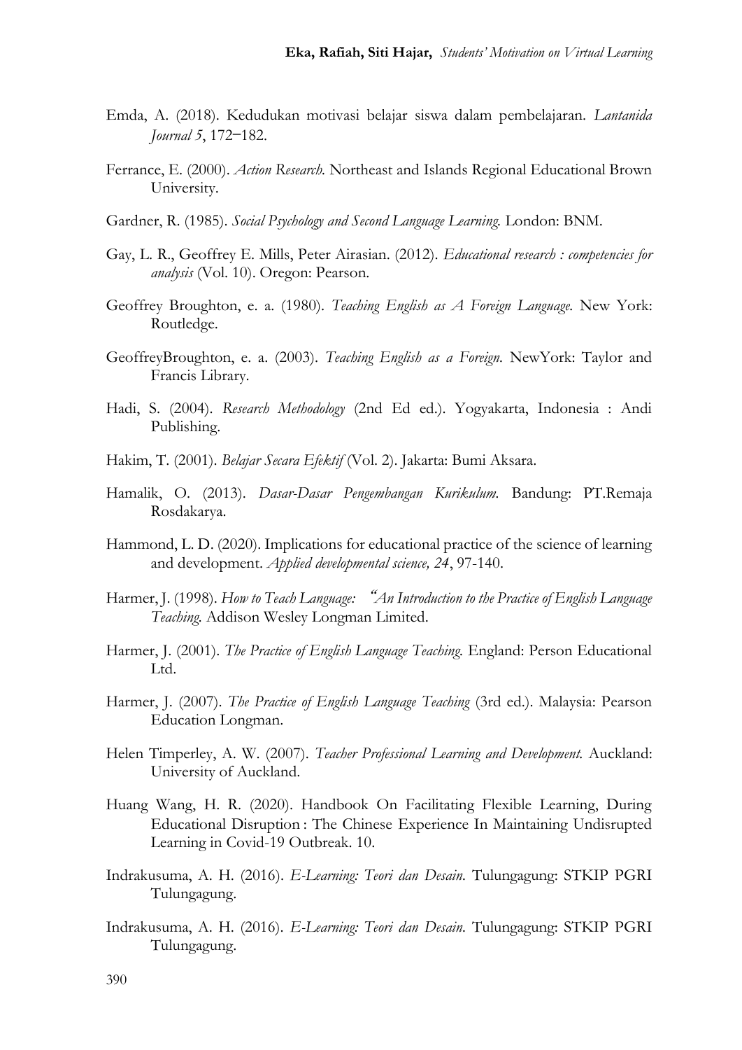Emda, A. (2018). Kedudukan motivasi belajar siswa dalam pembelajaran. *Lantanida Journal 5*, 172–182.

Ferrance, E. (2000). *Action Research.* Northeast and Islands Regional Educational Brown University.

Gardner, R. (1985). *Social Psychology and Second Language Learning.* London: BNM.

Gay, L. R., Geoffrey E. Mills, Peter Airasian. (2012). *Educational research : competencies for analysis* (Vol. 10). Oregon: Pearson.

Geoffrey Broughton, e. a. (1980). *Teaching English as A Foreign Language.* New York: Routledge.

GeoffreyBroughton, e. a. (2003). *Teaching English as a Foreign.* NewYork: Taylor and Francis Library.

Hadi, S. (2004). *Research Methodology* (2nd Ed ed.). Yogyakarta, Indonesia : Andi Publishing.

Hakim, T. (2001). *Belajar Secara Efektif* (Vol. 2). Jakarta: Bumi Aksara.

Hamalik, O. (2013). *Dasar-Dasar Pengembangan Kurikulum.* Bandung: PT.Remaja Rosdakarya.

Hammond, L. D. (2020). Implications for educational practice of the science of learning and development. *Applied developmental science, 24*, 97-140.

Harmer, J. (1998). *How to Teach Language: "An Introduction to the Practice of English Language Teaching.* Addison Wesley Longman Limited.

Harmer, J. (2001). *The Practice of English Language Teaching.* England: Person Educational Ltd.

Harmer, J. (2007). *The Practice of English Language Teaching* (3rd ed.). Malaysia: Pearson Education Longman.

Helen Timperley, A. W. (2007). *Teacher Professional Learning and Development.* Auckland: University of Auckland.

Huang Wang, H. R. (2020). Handbook On Facilitating Flexible Learning, During Educational Disruption : The Chinese Experience In Maintaining Undisrupted Learning in Covid-19 Outbreak. 10.

Indrakusuma, A. H. (2016). *E-Learning: Teori dan Desain.* Tulungagung: STKIP PGRI Tulungagung.

Indrakusuma, A. H. (2016). *E-Learning: Teori dan Desain.* Tulungagung: STKIP PGRI Tulungagung.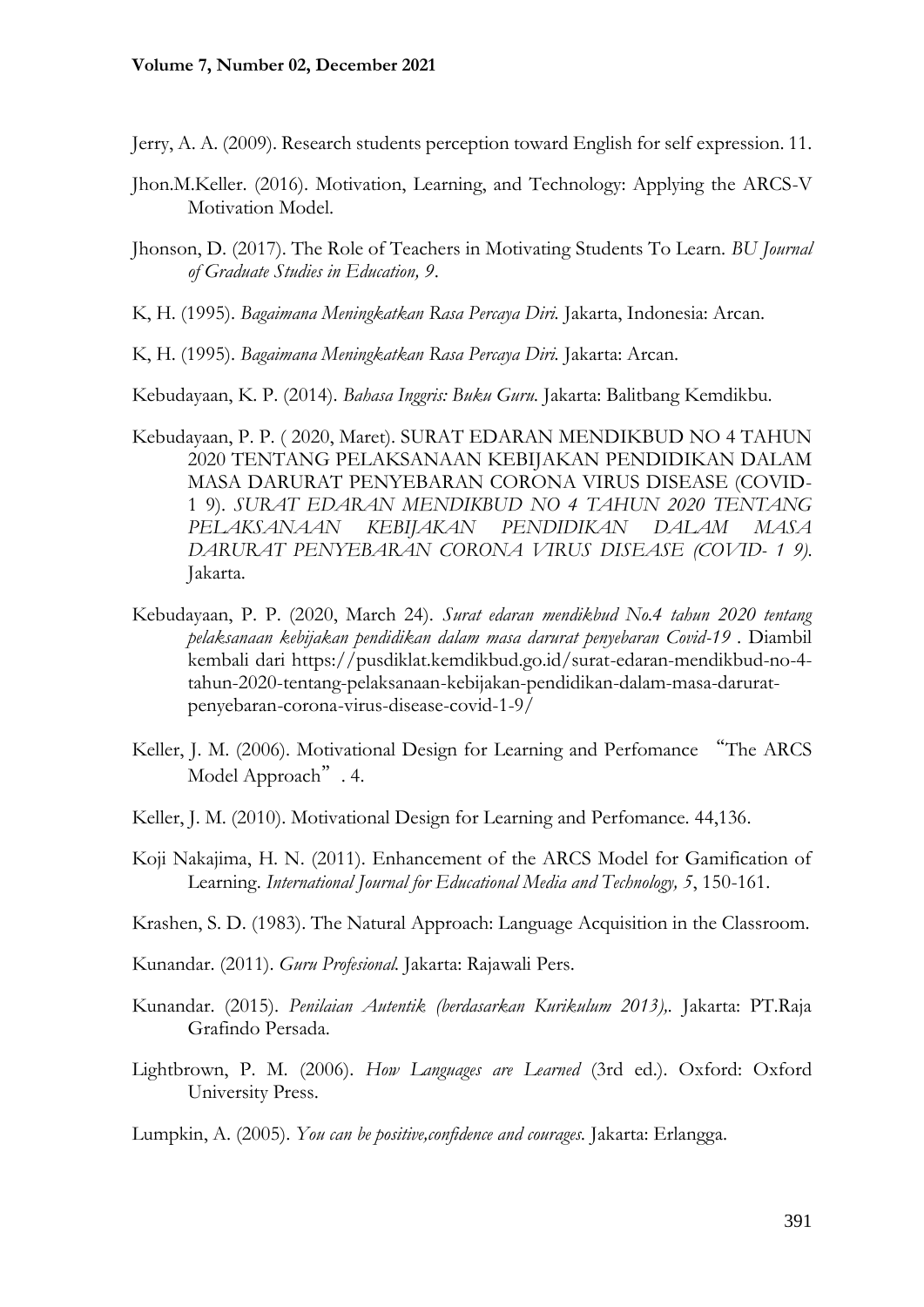Jerry, A. A. (2009). Research students perception toward English for self expression. 11.

Jhon.M.Keller. (2016). Motivation, Learning, and Technology: Applying the ARCS-V Motivation Model.

Jhonson, D. (2017). The Role of Teachers in Motivating Students To Learn. *BU Journal of Graduate Studies in Education, 9*.

K, H. (1995). *Bagaimana Meningkatkan Rasa Percaya Diri.* Jakarta, Indonesia: Arcan.

K, H. (1995). *Bagaimana Meningkatkan Rasa Percaya Diri.* Jakarta: Arcan.

Kebudayaan, K. P. (2014). *Bahasa Inggris: Buku Guru.* Jakarta: Balitbang Kemdikbu.

Kebudayaan, P. P. ( 2020, Maret). SURAT EDARAN MENDIKBUD NO 4 TAHUN 2020 TENTANG PELAKSANAAN KEBIJAKAN PENDIDIKAN DALAM MASA DARURAT PENYEBARAN CORONA VIRUS DISEASE (COVID- 1 9). *SURAT EDARAN MENDIKBUD NO 4 TAHUN 2020 TENTANG PELAKSANAAN KEBIJAKAN PENDIDIKAN DALAM MASA DARURAT PENYEBARAN CORONA VIRUS DISEASE (COVID- 1 9).* Jakarta.

Kebudayaan, P. P. (2020, March 24). *Surat edaran mendikbud No.4 tahun 2020 tentang pelaksanaan kebijakan pendidikan dalam masa darurat penyebaran Covid-19* . Diambil kembali dari https://pusdiklat.kemdikbud.go.id/surat-edaran-mendikbud-no-4-tahun-2020-tentang-pelaksanaan-kebijakan-pendidikan-dalam-masa-darurat-penyebaran-corona-virus-disease-covid-1-9/

Keller, J. M. (2006). Motivational Design for Learning and Perfomance "The ARCS Model Approach". 4.

Keller, J. M. (2010). Motivational Design for Learning and Perfomance. 44,136.

Koji Nakajima, H. N. (2011). Enhancement of the ARCS Model for Gamification of Learning. *International Journal for Educational Media and Technology, 5*, 150-161.

Krashen, S. D. (1983). The Natural Approach: Language Acquisition in the Classroom.

Kunandar. (2011). *Guru Profesional.* Jakarta: Rajawali Pers.

Kunandar. (2015). *Penilaian Autentik (berdasarkan Kurikulum 2013),.* Jakarta: PT.Raja Grafindo Persada.

Lightbrown, P. M. (2006). *How Languages are Learned* (3rd ed.). Oxford: Oxford University Press.

Lumpkin, A. (2005). *You can be positive,confidence and courages.* Jakarta: Erlangga.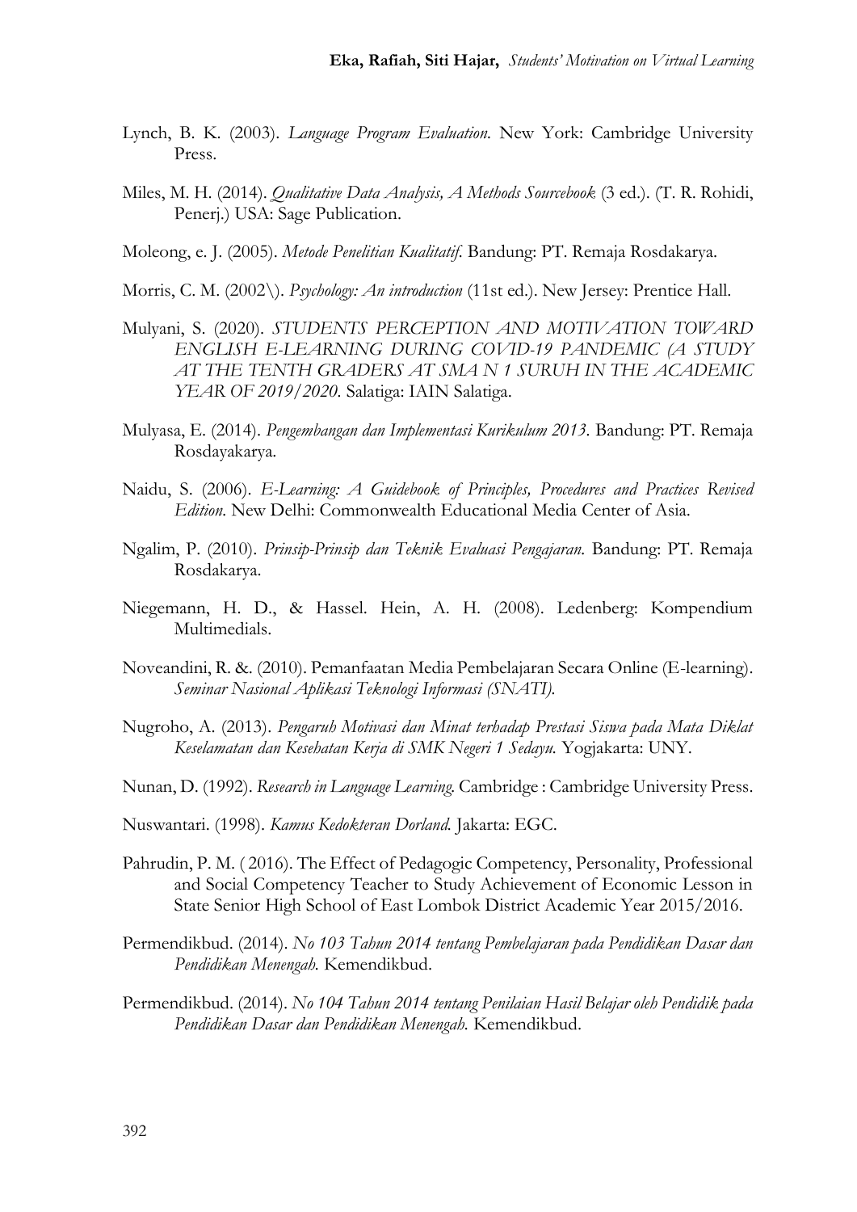Lynch, B. K. (2003). *Language Program Evaluation*. New York: Cambridge University Press.

Miles, M. H. (2014). *Qualitative Data Analysis, A Methods Sourcebook* (3 ed.). (T. R. Rohidi, Penerj.) USA: Sage Publication.

Moleong, e. J. (2005). *Metode Penelitian Kualitatif*. Bandung: PT. Remaja Rosdakarya.

Morris, C. M. (2002\). *Psychology: An introduction* (11st ed.). New Jersey: Prentice Hall.

Mulyani, S. (2020). *STUDENTS PERCEPTION AND MOTIVATION TOWARD ENGLISH E-LEARNING DURING COVID-19 PANDEMIC (A STUDY AT THE TENTH GRADERS AT SMA N 1 SURUH IN THE ACADEMIC YEAR OF 2019/2020*. Salatiga: IAIN Salatiga.

Mulyasa, E. (2014). *Pengembangan dan Implementasi Kurikulum 2013*. Bandung: PT. Remaja Rosdayakarya.

Naidu, S. (2006). *E-Learning: A Guidebook of Principles, Procedures and Practices Revised Edition*. New Delhi: Commonwealth Educational Media Center of Asia.

Ngalim, P. (2010). *Prinsip-Prinsip dan Teknik Evaluasi Pengajaran*. Bandung: PT. Remaja Rosdakarya.

Niegemann, H. D., & Hassel. Hein, A. H. (2008). Ledenberg: Kompendium Multimedials.

Noveandini, R. &. (2010). Pemanfaatan Media Pembelajaran Secara Online (E-learning). *Seminar Nasional Aplikasi Teknologi Informasi (SNATI).*

Nugroho, A. (2013). *Pengaruh Motivasi dan Minat terhadap Prestasi Siswa pada Mata Diklat Keselamatan dan Kesehatan Kerja di SMK Negeri 1 Sedayu*. Yogjakarta: UNY.

Nunan, D. (1992). *Research in Language Learning*. Cambridge : Cambridge University Press.

Nuswantari. (1998). *Kamus Kedokteran Dorland*. Jakarta: EGC.

Pahrudin, P. M. ( 2016). The Effect of Pedagogic Competency, Personality, Professional and Social Competency Teacher to Study Achievement of Economic Lesson in State Senior High School of East Lombok District Academic Year 2015/2016.

Permendikbud. (2014). *No 103 Tahun 2014 tentang Pembelajaran pada Pendidikan Dasar dan Pendidikan Menengah*. Kemendikbud.

Permendikbud. (2014). *No 104 Tahun 2014 tentang Penilaian Hasil Belajar oleh Pendidik pada Pendidikan Dasar dan Pendidikan Menengah*. Kemendikbud.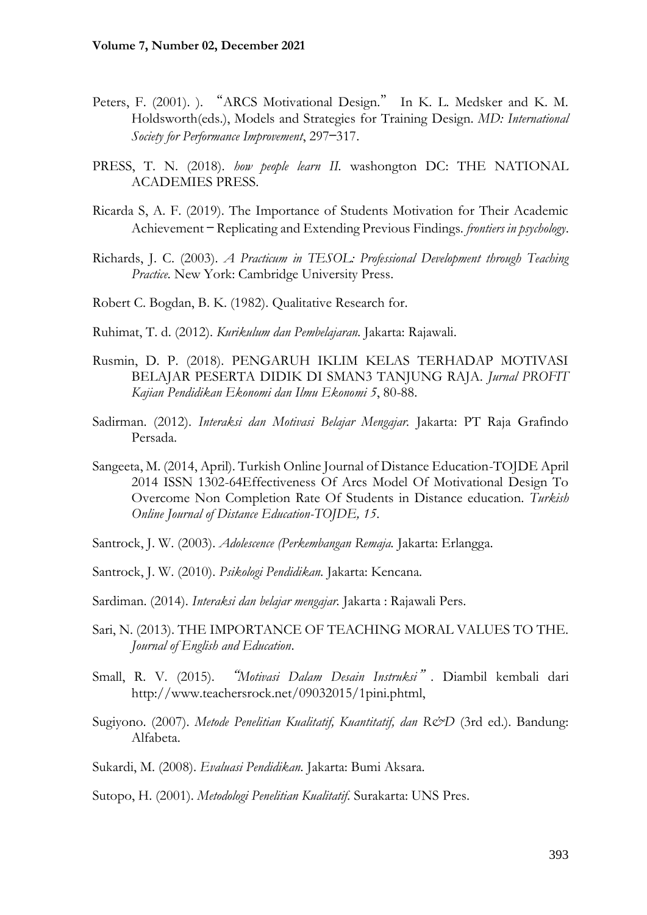Peters, F. (2001). ). "ARCS Motivational Design." In K. L. Medsker and K. M. Holdsworth(eds.), Models and Strategies for Training Design. *MD: International Society for Performance Improvement*, 297–317.

PRESS, T. N. (2018). *how people learn II.* washongton DC: THE NATIONAL ACADEMIES PRESS.

Ricarda S, A. F. (2019). The Importance of Students Motivation for Their Academic Achievement – Replicating and Extending Previous Findings. *frontiers in psychology*.

Richards, J. C. (2003). *A Practicum in TESOL: Professional Development through Teaching Practice.* New York: Cambridge University Press.

Robert C. Bogdan, B. K. (1982). Qualitative Research for.

Ruhimat, T. d. (2012). *Kurikulum dan Pembelajaran.* Jakarta: Rajawali.

Rusmin, D. P. (2018). PENGARUH IKLIM KELAS TERHADAP MOTIVASI BELAJAR PESERTA DIDIK DI SMAN3 TANJUNG RAJA. *Jurnal PROFIT Kajian Pendidikan Ekonomi dan Ilmu Ekonomi 5*, 80-88.

Sadirman. (2012). *Interaksi dan Motivasi Belajar Mengajar.* Jakarta: PT Raja Grafindo Persada.

Sangeeta, M. (2014, April). Turkish Online Journal of Distance Education-TOJDE April 2014 ISSN 1302-64Effectiveness Of Arcs Model Of Motivational Design To Overcome Non Completion Rate Of Students in Distance education. *Turkish Online Journal of Distance Education-TOJDE, 15*.

Santrock, J. W. (2003). *Adolescence (Perkembangan Remaja.* Jakarta: Erlangga.

Santrock, J. W. (2010). *Psikologi Pendidikan.* Jakarta: Kencana.

Sardiman. (2014). *Interaksi dan belajar mengajar.* Jakarta : Rajawali Pers.

Sari, N. (2013). THE IMPORTANCE OF TEACHING MORAL VALUES TO THE. *Journal of English and Education*.

Small, R. V. (2015). *"Motivasi Dalam Desain Instruksi"*. Diambil kembali dari http://www.teachersrock.net/09032015/1pini.phtml,

Sugiyono. (2007). *Metode Penelitian Kualitatif, Kuantitatif, dan R&D* (3rd ed.). Bandung: Alfabeta.

Sukardi, M. (2008). *Evaluasi Pendidikan.* Jakarta: Bumi Aksara.

Sutopo, H. (2001). *Metodologi Penelitian Kualitatif.* Surakarta: UNS Pres.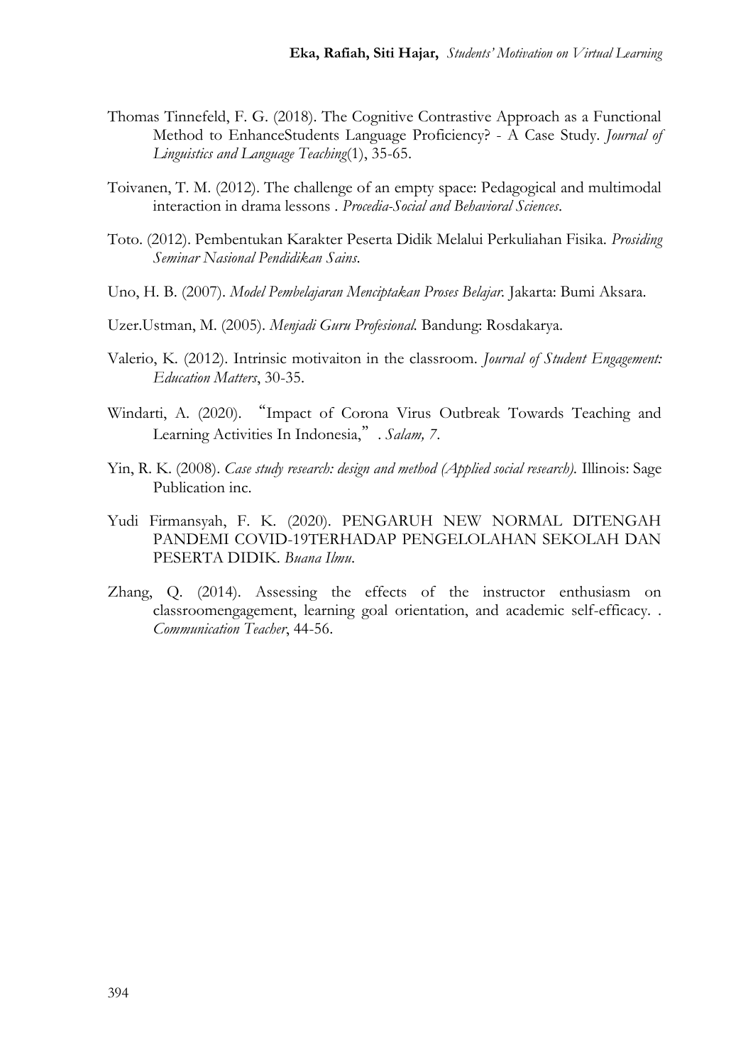Thomas Tinnefeld, F. G. (2018). The Cognitive Contrastive Approach as a Functional Method to EnhanceStudents Language Proficiency? - A Case Study. *Journal of Linguistics and Language Teaching*(1), 35-65.

Toivanen, T. M. (2012). The challenge of an empty space: Pedagogical and multimodal interaction in drama lessons . *Procedia-Social and Behavioral Sciences*.

Toto. (2012). Pembentukan Karakter Peserta Didik Melalui Perkuliahan Fisika. *Prosiding Seminar Nasional Pendidikan Sains*.

Uno, H. B. (2007). *Model Pembelajaran Menciptakan Proses Belajar*. Jakarta: Bumi Aksara.

Uzer.Ustman, M. (2005). *Menjadi Guru Profesional*. Bandung: Rosdakarya.

Valerio, K. (2012). Intrinsic motivaiton in the classroom. *Journal of Student Engagement: Education Matters*, 30-35.

Windarti, A. (2020). "Impact of Corona Virus Outbreak Towards Teaching and Learning Activities In Indonesia," . *Salam, 7*.

Yin, R. K. (2008). *Case study research: design and method (Applied social research)*. Illinois: Sage Publication inc.

Yudi Firmansyah, F. K. (2020). PENGARUH NEW NORMAL DITENGAH PANDEMI COVID-19TERHADAP PENGELOLAHAN SEKOLAH DAN PESERTA DIDIK. *Buana Ilmu*.

Zhang, Q. (2014). Assessing the effects of the instructor enthusiasm on classroomengagement, learning goal orientation, and academic self-efficacy. . *Communication Teacher*, 44-56.